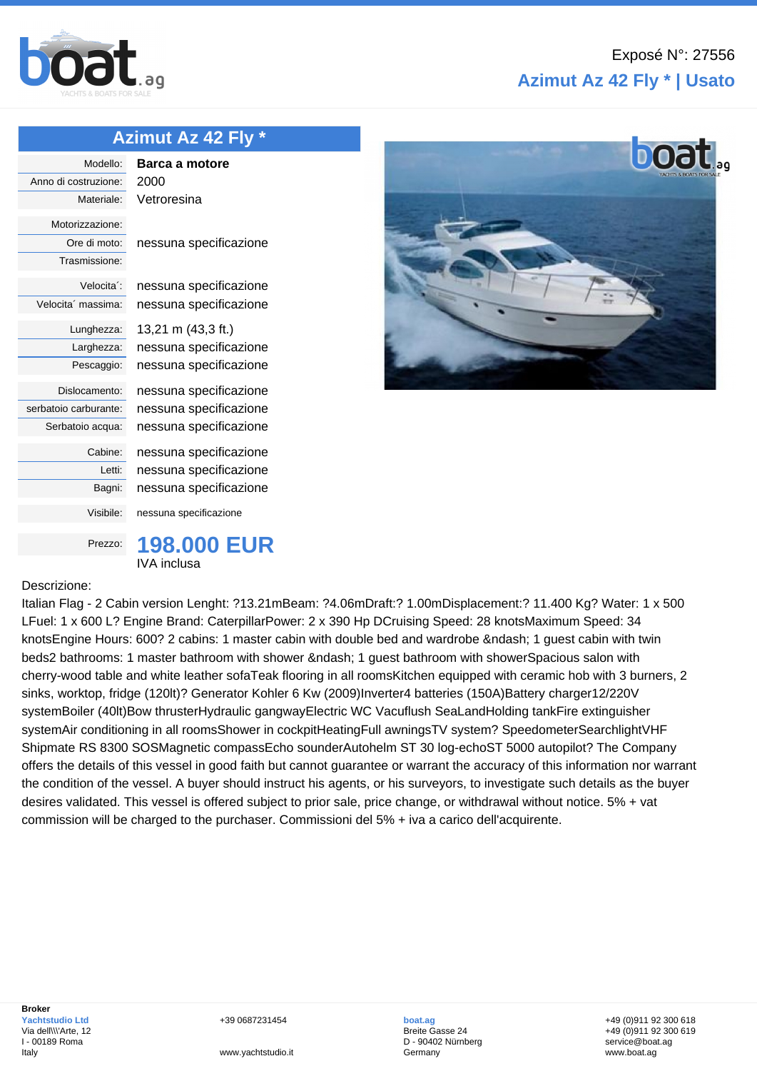Exposé N°: 27556

## Azimut Az 42 Fly * | Usato

# Azimut Az 42 Fly *

| | |
|---|---|
| Modello: | **Barca a motore** |
| Anno di costruzione: | 2000 |
| Materiale: | Vetroresina |
| Motorizzazione: | |
| Ore di moto: | nessuna specificazione |
| Trasmissione: | |
| Velocita´: | nessuna specificazione |
| Velocita´ massima: | nessuna specificazione |
| Lunghezza: | 13,21 m (43,3 ft.) |
| Larghezza: | nessuna specificazione |
| Pescaggio: | nessuna specificazione |
| Dislocamento: | nessuna specificazione |
| serbatoio carburante: | nessuna specificazione |
| Serbatoio acqua: | nessuna specificazione |
| Cabine: | nessuna specificazione |
| Letti: | nessuna specificazione |
| Bagni: | nessuna specificazione |
| Visibile: | nessuna specificazione |
| Prezzo: | **198.000 EUR** IVA inclusa |

Descrizione:

Italian Flag - 2 Cabin version Lenght: ?13.21mBeam: ?4.06mDraft:? 1.00mDisplacement:? 11.400 Kg? Water: 1 x 500 LFuel: 1 x 600 L? Engine Brand: CaterpillarPower: 2 x 390 Hp DCruising Speed: 28 knotsMaximum Speed: 34 knotsEngine Hours: 600? 2 cabins: 1 master cabin with double bed and wardrobe &ndash; 1 guest cabin with twin beds2 bathrooms: 1 master bathroom with shower &ndash; 1 guest bathroom with showerSpacious salon with cherry-wood table and white leather sofaTeak flooring in all roomsKitchen equipped with ceramic hob with 3 burners, 2 sinks, worktop, fridge (120lt)? Generator Kohler 6 Kw (2009)Inverter4 batteries (150A)Battery charger12/220V systemBoiler (40lt)Bow thrusterHydraulic gangwayElectric WC Vacuflush SeaLandHolding tankFire extinguisher systemAir conditioning in all roomsShower in cockpitHeatingFull awningsTV system? SpeedometerSearchlightVHF Shipmate RS 8300 SOSMagnetic compassEcho sounderAutohelm ST 30 log-echoST 5000 autopilot? The Company offers the details of this vessel in good faith but cannot guarantee or warrant the accuracy of this information nor warrant the condition of the vessel. A buyer should instruct his agents, or his surveyors, to investigate such details as the buyer desires validated. This vessel is offered subject to prior sale, price change, or withdrawal without notice. 5% + vat commission will be charged to the purchaser. Commissioni del 5% + iva a carico dell'acquirente.

**Broker**
Yachtstudio Ltd
Via dell\\\'Arte, 12
I - 00189 Roma
Italy

+39 0687231454
www.yachtstudio.it

boat.ag
Breite Gasse 24
D - 90402 Nürnberg
Germany

+49 (0)911 92 300 618
+49 (0)911 92 300 619
service@boat.ag
www.boat.ag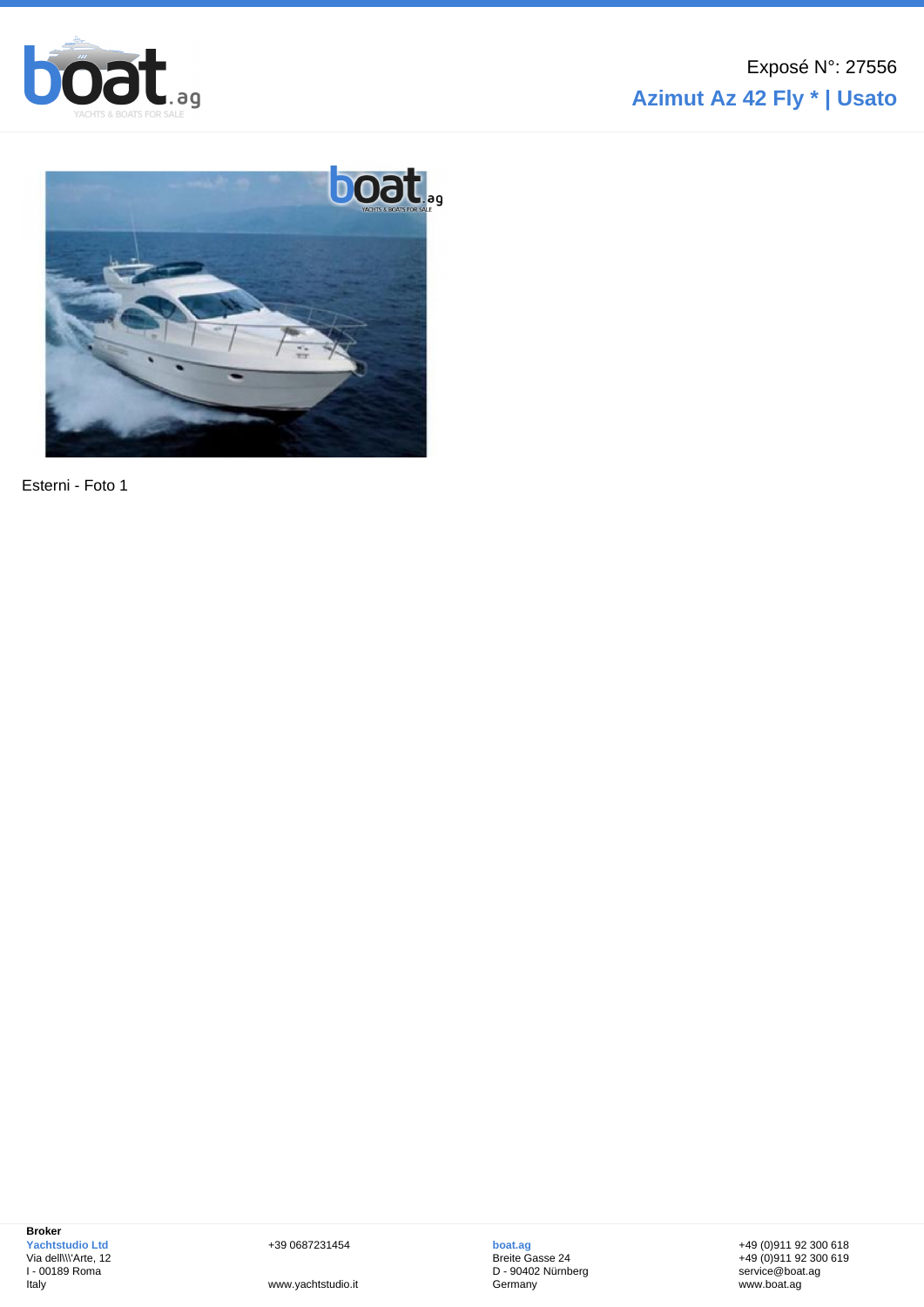Exposé N°: 27556

# Azimut Az 42 Fly * | Usato

Esterni - Foto 1

**Broker**
**Yachtstudio Ltd**
Via dell\\\'Arte, 12
I - 00189 Roma
Italy

+39 0687231454

www.yachtstudio.it

**boat.ag**
Breite Gasse 24
D - 90402 Nürnberg
Germany

+49 (0)911 92 300 618
+49 (0)911 92 300 619
service@boat.ag
www.boat.ag